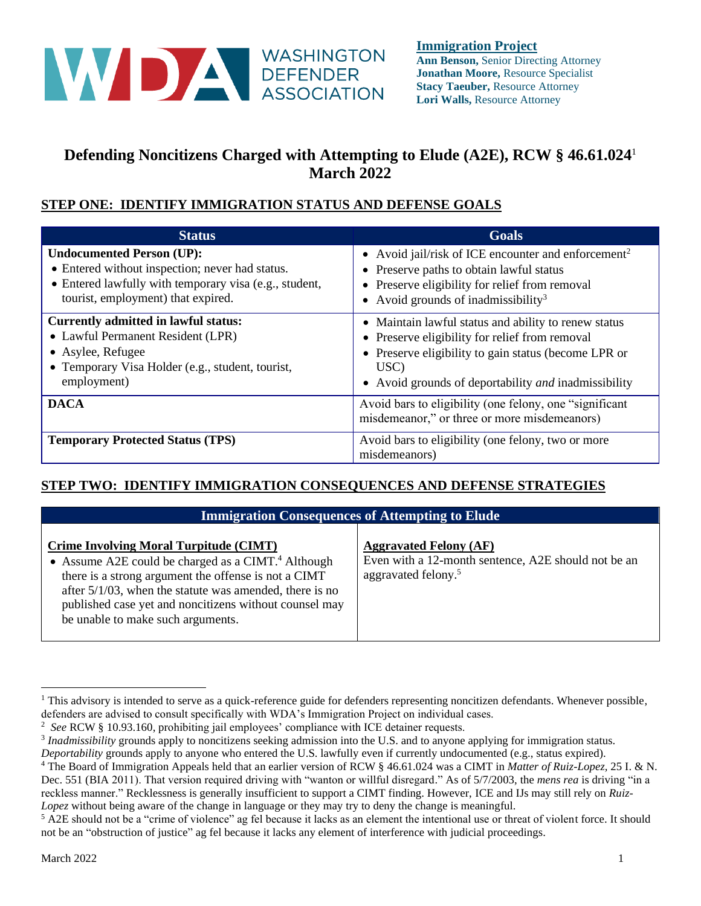WASHINGTON DEFENDER ASSOCIATION

**Immigration Project**
**Ann Benson,** Senior Directing Attorney
**Jonathan Moore,** Resource Specialist
**Stacy Taeuber,** Resource Attorney
**Lori Walls,** Resource Attorney

# Defending Noncitizens Charged with Attempting to Elude (A2E), RCW § 46.61.024[1]
# March 2022

## STEP ONE: IDENTIFY IMMIGRATION STATUS AND DEFENSE GOALS

| Status | Goals |
|---|---|
| **Undocumented Person (UP):**<br>• Entered without inspection; never had status.<br>• Entered lawfully with temporary visa (e.g., student, tourist, employment) that expired. | • Avoid jail/risk of ICE encounter and enforcement[2]<br>• Preserve paths to obtain lawful status<br>• Preserve eligibility for relief from removal<br>• Avoid grounds of inadmissibility[3] |
| **Currently admitted in lawful status:**<br>• Lawful Permanent Resident (LPR)<br>• Asylee, Refugee<br>• Temporary Visa Holder (e.g., student, tourist, employment) | • Maintain lawful status and ability to renew status<br>• Preserve eligibility for relief from removal<br>• Preserve eligibility to gain status (become LPR or USC)<br>• Avoid grounds of deportability *and* inadmissibility |
| **DACA** | Avoid bars to eligibility (one felony, one "significant misdemeanor," or three or more misdemeanors) |
| **Temporary Protected Status (TPS)** | Avoid bars to eligibility (one felony, two or more misdemeanors) |

## STEP TWO: IDENTIFY IMMIGRATION CONSEQUENCES AND DEFENSE STRATEGIES

| Immigration Consequences of Attempting to Elude | |
|---|---|
| **Crime Involving Moral Turpitude (CIMT)**<br>• Assume A2E could be charged as a CIMT.[4] Although there is a strong argument the offense is not a CIMT after 5/1/03, when the statute was amended, there is no published case yet and noncitizens without counsel may be unable to make such arguments. | **Aggravated Felony (AF)**<br>Even with a 12-month sentence, A2E should not be an aggravated felony.[5] |

---

[1] This advisory is intended to serve as a quick-reference guide for defenders representing noncitizen defendants. Whenever possible, defenders are advised to consult specifically with WDA's Immigration Project on individual cases.

[2] *See* RCW § 10.93.160, prohibiting jail employees' compliance with ICE detainer requests.

[3] *Inadmissibility* grounds apply to noncitizens seeking admission into the U.S. and to anyone applying for immigration status. *Deportability* grounds apply to anyone who entered the U.S. lawfully even if currently undocumented (e.g., status expired).

[4] The Board of Immigration Appeals held that an earlier version of RCW § 46.61.024 was a CIMT in *Matter of Ruiz-Lopez,* 25 I. & N. Dec. 551 (BIA 2011). That version required driving with "wanton or willful disregard." As of 5/7/2003, the *mens rea* is driving "in a reckless manner." Recklessness is generally insufficient to support a CIMT finding. However, ICE and IJs may still rely on *Ruiz-Lopez* without being aware of the change in language or they may try to deny the change is meaningful.

[5] A2E should not be a "crime of violence" ag fel because it lacks as an element the intentional use or threat of violent force. It should not be an "obstruction of justice" ag fel because it lacks any element of interference with judicial proceedings.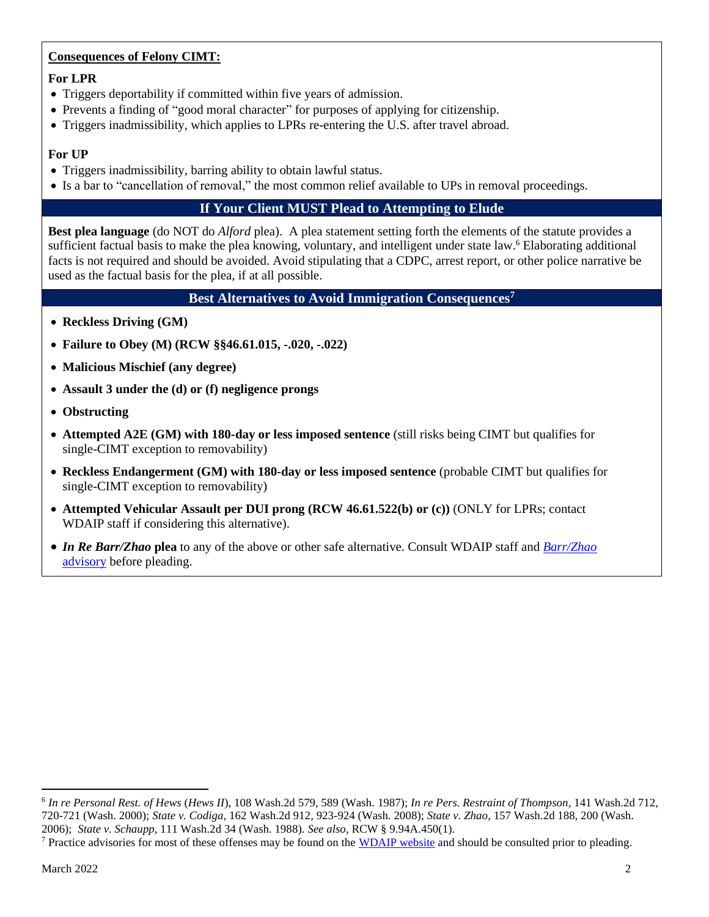**Consequences of Felony CIMT:**

**For LPR**

- Triggers deportability if committed within five years of admission.
- Prevents a finding of "good moral character" for purposes of applying for citizenship.
- Triggers inadmissibility, which applies to LPRs re-entering the U.S. after travel abroad.

**For UP**

- Triggers inadmissibility, barring ability to obtain lawful status.
- Is a bar to "cancellation of removal," the most common relief available to UPs in removal proceedings.

## If Your Client MUST Plead to Attempting to Elude

**Best plea language** (do NOT do *Alford* plea). A plea statement setting forth the elements of the statute provides a sufficient factual basis to make the plea knowing, voluntary, and intelligent under state law.[6] Elaborating additional facts is not required and should be avoided. Avoid stipulating that a CDPC, arrest report, or other police narrative be used as the factual basis for the plea, if at all possible.

## Best Alternatives to Avoid Immigration Consequences[7]

- **Reckless Driving (GM)**
- **Failure to Obey (M) (RCW §§46.61.015, -.020, -.022)**
- **Malicious Mischief (any degree)**
- **Assault 3 under the (d) or (f) negligence prongs**
- **Obstructing**
- **Attempted A2E (GM) with 180-day or less imposed sentence** (still risks being CIMT but qualifies for single-CIMT exception to removability)
- **Reckless Endangerment (GM) with 180-day or less imposed sentence** (probable CIMT but qualifies for single-CIMT exception to removability)
- **Attempted Vehicular Assault per DUI prong (RCW 46.61.522(b) or (c))** (ONLY for LPRs; contact WDAIP staff if considering this alternative).
- ***In Re Barr/Zhao* plea** to any of the above or other safe alternative. Consult WDAIP staff and *Barr/Zhao* advisory before pleading.

---

[6] *In re Personal Rest. of Hews* (*Hews II*), 108 Wash.2d 579, 589 (Wash. 1987); *In re Pers. Restraint of Thompson*, 141 Wash.2d 712, 720-721 (Wash. 2000); *State v. Codiga*, 162 Wash.2d 912, 923-924 (Wash. 2008); *State v. Zhao*, 157 Wash.2d 188, 200 (Wash. 2006); *State v. Schaupp*, 111 Wash.2d 34 (Wash. 1988). *See also*, RCW § 9.94A.450(1).

[7] Practice advisories for most of these offenses may be found on the WDAIP website and should be consulted prior to pleading.

March 2022